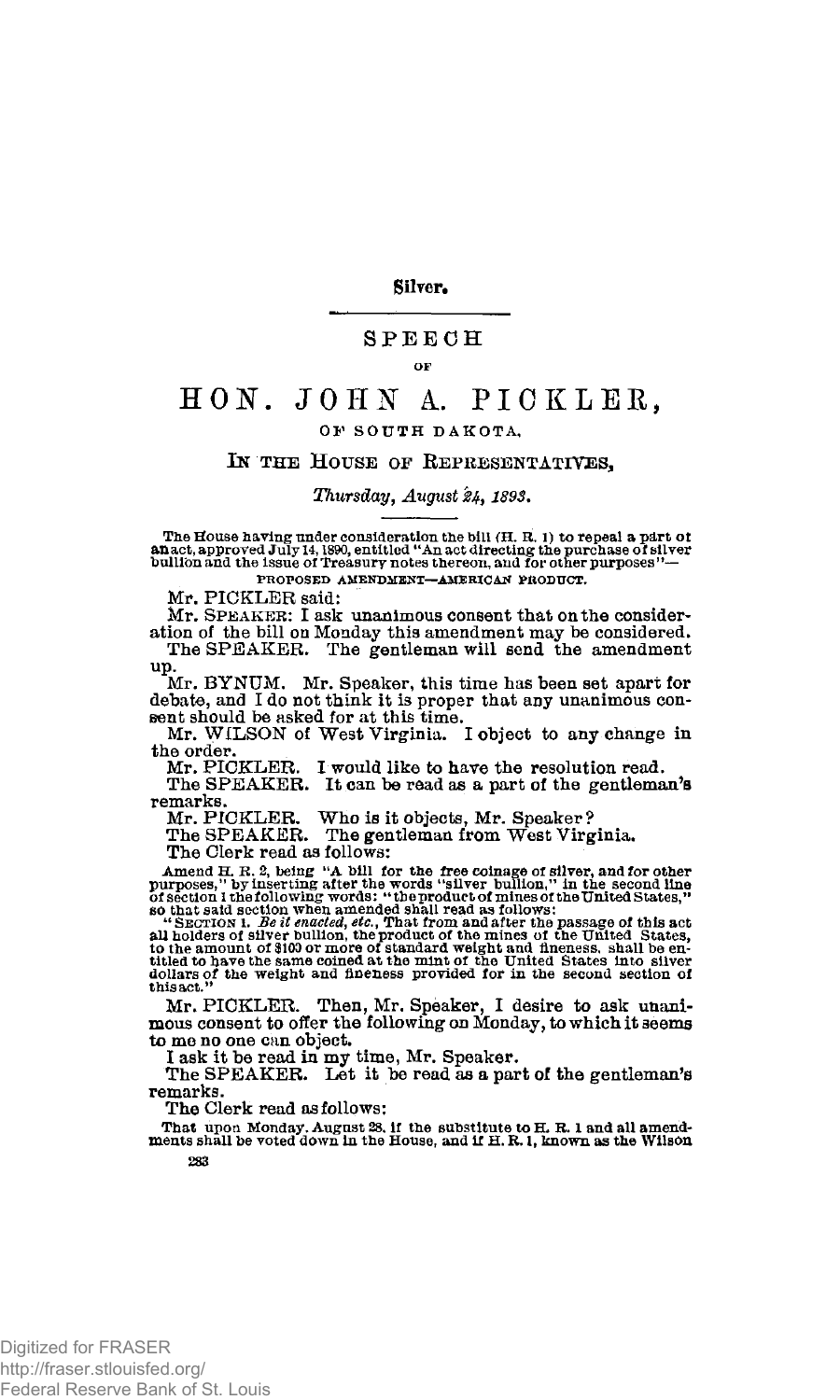**Silver.**

## SPEECH

OF

# HON. JOHN A. PICKLER,

### OF SOUTH DAKOTA,

### IN THE HOUSE OF REPRESENTATIVES,

*Thursday, August 24, 1893.*

The House having under consideration the bill (H. R. 1) to repeal a part of an act, approved July 14, 1890, entitled "An act directing the purchase of silver bullion and the issue of Treasury notes thereon, and for other purposes"—

PROPOSED AMENDMENT—AMERICAN PRODUCT.

Mr. PICKLER said:

Mr. SPEAKER: I ask unanimous consent that on the consideration of the bill on Monday this amendment may be considered.

The SPEAKER. The gentleman will send the amendment up.

Mr. BYNUM. Mr. Speaker, this time has been set apart for debate, and I do not think it is proper that any unanimous consent should be asked for at this time.

Mr. WILSON of West Virginia. I object to any change in the order.

Mr. PICKLER. I would like to have the resolution read.

The SPEAKER. It can be read as a part of the gentleman's remarks.

Mr. PICKLER. Who is it objects, Mr. Speaker?

The SPEAKER. The gentleman from West Virginia.

The Clerk read as follows:

Amend H. R. 2, being "A bill for the free coinage of silver, and for other purposes," by inserting after the words "silver bullion," in the second line of section 1 the following words: "the product of mines of the United States," so that said section when amended shall read as follows:

"SECTION 1. *Be it enacted, etc.*, That from and after the passage of this act all holders of silver bullion, the product of the mines of the United States, to the amount of $100 or more of standard weight and fineness, shall be entitled to have the same coined at the mint of the United States into silver dollars of the weight and fineness provided for in the second section of this act."

Mr. PICKLER. Then, Mr. Speaker, I desire to ask unanimous consent to offer the following on Monday, to which it seems to me no one can object.

I ask it be read in my time, Mr. Speaker.

The SPEAKER. Let it be read as a part of the gentleman's remarks.

The Clerk read as follows:

That upon Monday, August 28, if the substitute to H. R. 1 and all amendments shall be voted down in the House, and if H. R. 1, known as the Wilson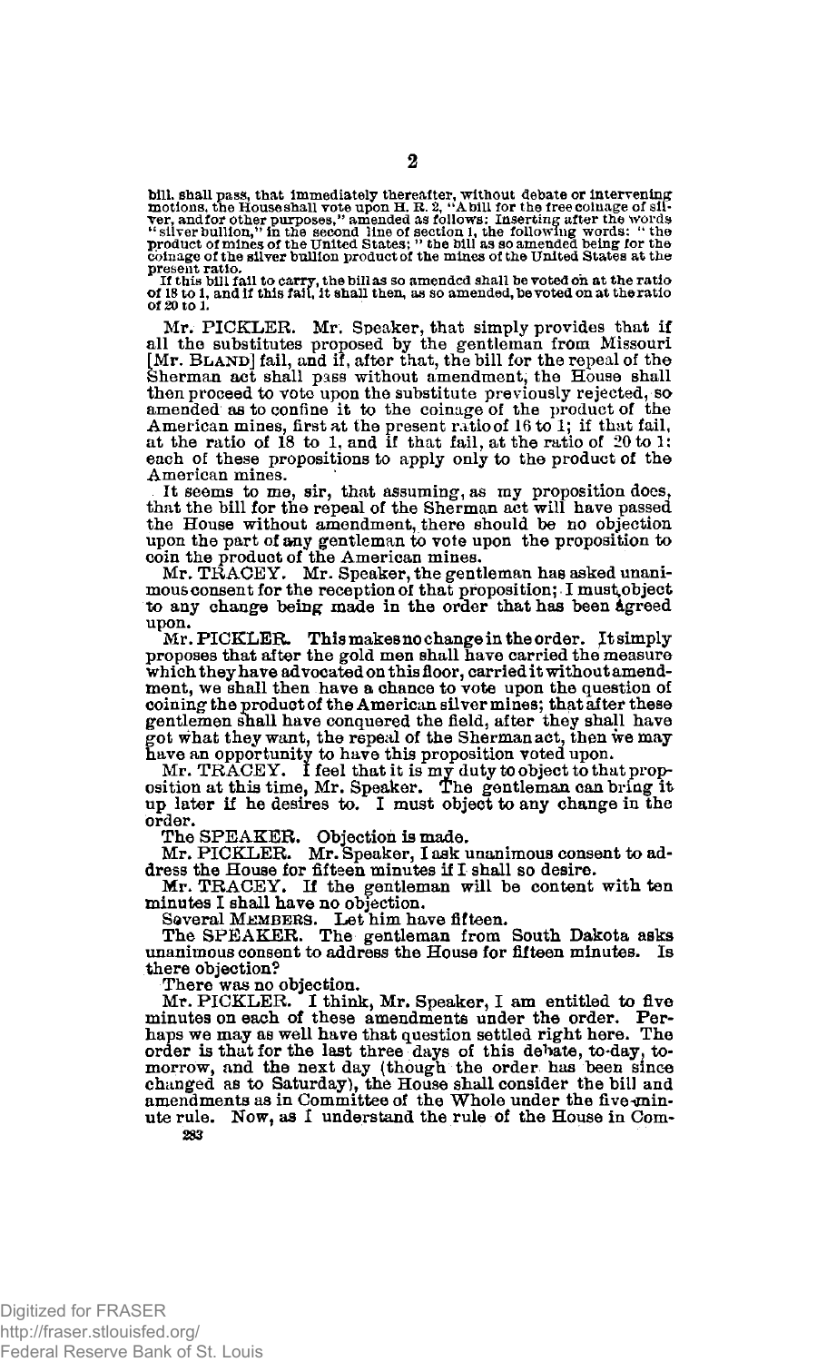bill shall pass, that immediately thereafter, without debate or intervening motions, the House shall vote upon H. R. 2, "A bill for the free coinage of silver, and for other purposes," amended as follows: Inserting after the words "silver bullion," in the second line of section 1, the following words: "the product of mines of the United States;" the bill as so amended being for the coinage of the silver bullion product of the mines of the United States at the present ratio.

If this bill fail to carry, the bill as so amended shall be voted on at the ratio of 18 to 1, and if this fail, it shall then, as so amended, be voted on at the ratio of 20 to 1.

Mr. PICKLER. Mr. Speaker, that simply provides that if all the substitutes proposed by the gentleman from Missouri [Mr. BLAND] fail, and if, after that, the bill for the repeal of the Sherman act shall pass without amendment, the House shall then proceed to vote upon the substitute previously rejected, so amended as to confine it to the coinage of the product of the American mines, first at the present ratio of 16 to 1; if that fail, at the ratio of 18 to 1, and if that fail, at the ratio of 20 to 1: each of these propositions to apply only to the product of the American mines.

It seems to me, sir, that assuming, as my proposition does, that the bill for the repeal of the Sherman act will have passed the House without amendment, there should be no objection upon the part of any gentleman to vote upon the proposition to coin the product of the American mines.

Mr. TRACEY. Mr. Speaker, the gentleman has asked unanimous consent for the reception of that proposition; I must object to any change being made in the order that has been agreed upon.

Mr. PICKLER. This makes no change in the order. It simply proposes that after the gold men shall have carried the measure which they have advocated on this floor, carried it without amendment, we shall then have a chance to vote upon the question of coining the product of the American silver mines; that after these gentlemen shall have conquered the field, after they shall have got what they want, the repeal of the Sherman act, then we may have an opportunity to have this proposition voted upon.

Mr. TRACEY. I feel that it is my duty to object to that proposition at this time, Mr. Speaker. The gentleman can bring it up later if he desires to. I must object to any change in the order.

The SPEAKER. Objection is made.

Mr. PICKLER. Mr. Speaker, I ask unanimous consent to address the House for fifteen minutes if I shall so desire.

Mr. TRACEY. If the gentleman will be content with ten minutes I shall have no objection.

Several MEMBERS. Let him have fifteen.

The SPEAKER. The gentleman from South Dakota asks unanimous consent to address the House for fifteen minutes. Is there objection?

There was no objection.

Mr. PICKLER. I think, Mr. Speaker, I am entitled to five minutes on each of these amendments under the order. Perhaps we may as well have that question settled right here. The order is that for the last three days of this debate, to-day, to-morrow, and the next day (though the order has been since changed as to Saturday), the House shall consider the bill and amendments as in Committee of the Whole under the five-minute rule. Now, as I understand the rule of the House in Com-

283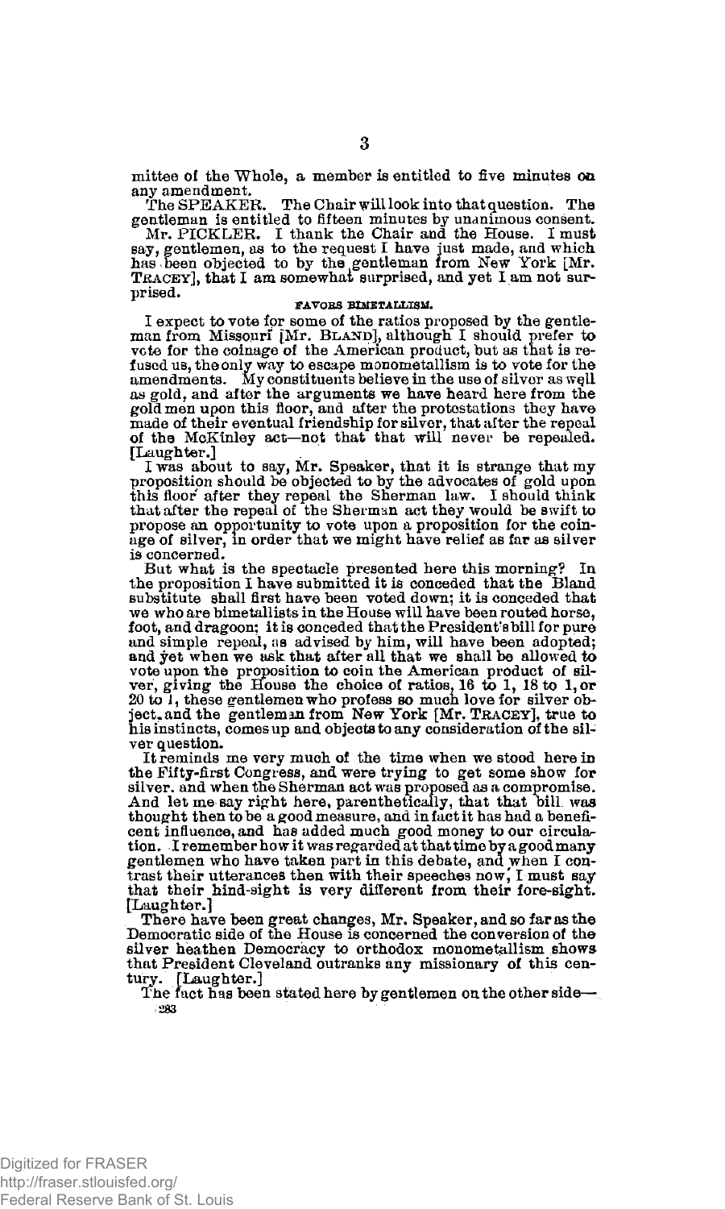mittee of the Whole, a member is entitled to five minutes on any amendment.

The SPEAKER. The Chair will look into that question. The gentleman is entitled to fifteen minutes by unanimous consent.

Mr. PICKLER. I thank the Chair and the House. I must say, gentlemen, as to the request I have just made, and which has been objected to by the gentleman from New York [Mr. TRACEY], that I am somewhat surprised, and yet I am not surprised.

### FAVORS BIMETALLISM.

I expect to vote for some of the ratios proposed by the gentleman from Missouri [Mr. BLAND], although I should prefer to vote for the coinage of the American product, but as that is refused us, the only way to escape monometallism is to vote for the amendments. My constituents believe in the use of silver as well as gold, and after the arguments we have heard here from the gold men upon this floor, and after the protestations they have made of their eventual friendship for silver, that after the repeal of the McKinley act—not that that will never be repealed. [Laughter.]

I was about to say, Mr. Speaker, that it is strange that my proposition should be objected to by the advocates of gold upon this floor after they repeal the Sherman law. I should think that after the repeal of the Sherman act they would be swift to propose an opportunity to vote upon a proposition for the coinage of silver, in order that we might have relief as far as silver is concerned.

But what is the spectacle presented here this morning? In the proposition I have submitted it is conceded that the Bland substitute shall first have been voted down; it is conceded that we who are bimetallists in the House will have been routed horse, foot, and dragoon; it is conceded that the President's bill for pure and simple repeal, as advised by him, will have been adopted; and yet when we ask that after all that we shall be allowed to vote upon the proposition to coin the American product of silver, giving the House the choice of ratios, 16 to 1, 18 to 1, or 20 to 1, these gentlemen who profess so much love for silver object, and the gentleman from New York [Mr. TRACEY], true to his instincts, comes up and objects to any consideration of the silver question.

It reminds me very much of the time when we stood here in the Fifty-first Congress, and were trying to get some show for silver, and when the Sherman act was proposed as a compromise. And let me say right here, parenthetically, that that bill was thought then to be a good measure, and in fact it has had a beneficent influence, and has added much good money to our circulation. I remember how it was regarded at that time by a good many gentlemen who have taken part in this debate, and when I contrast their utterances then with their speeches now, I must say that their hind-sight is very different from their fore-sight. [Laughter.]

There have been great changes, Mr. Speaker, and so far as the Democratic side of the House is concerned the conversion of the silver heathen Democracy to orthodox monometallism shows that President Cleveland outranks any missionary of this century. [Laughter.]

The fact has been stated here by gentlemen on the other side—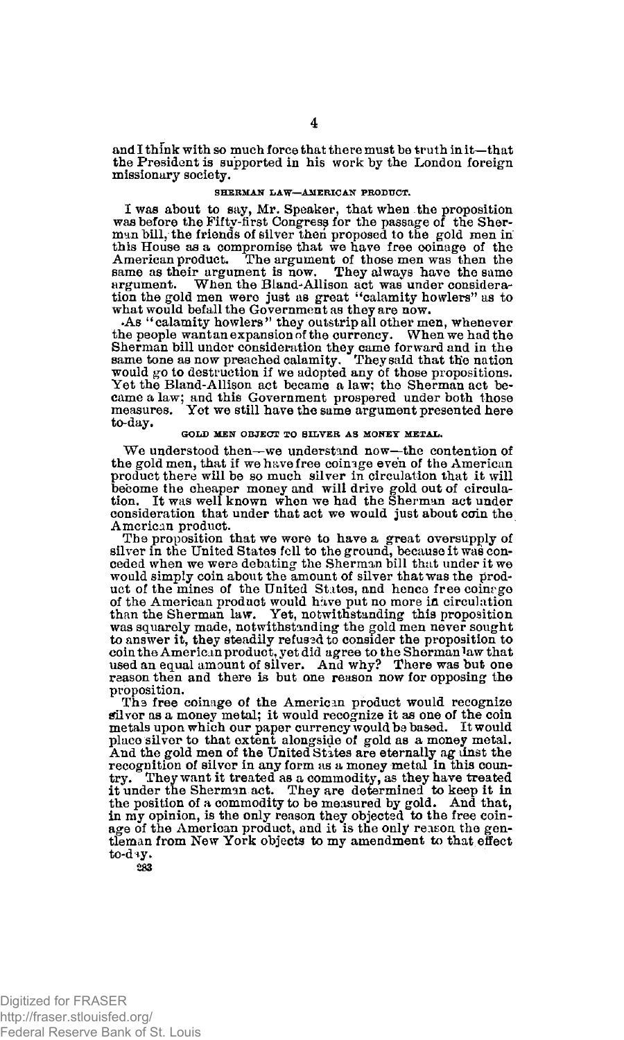and I think with so much force that there must be truth in it—that the President is supported in his work by the London foreign missionary society.

### SHERMAN LAW—AMERICAN PRODUCT.

I was about to say, Mr. Speaker, that when the proposition was before the Fifty-first Congress for the passage of the Sherman bill, the friends of silver then proposed to the gold men in this House as a compromise that we have free coinage of the American product. The argument of those men was then the same as their argument is now. They always have the same argument. When the Bland-Allison act was under consideration the gold men were just as great "calamity howlers" as to what would befall the Government as they are now.

As "calamity howlers" they outstrip all other men, whenever the people want an expansion of the currency. When we had the Sherman bill under consideration they came forward and in the same tone as now preached calamity. They said that the nation would go to destruction if we adopted any of those propositions. Yet the Bland-Allison act became a law; the Sherman act became a law; and this Government prospered under both those measures. Yet we still have the same argument presented here to-day.

### GOLD MEN OBJECT TO SILVER AS MONEY METAL.

We understood then—we understand now—the contention of the gold men, that if we have free coinage even of the American product there will be so much silver in circulation that it will become the cheaper money and will drive gold out of circulation. It was well known when we had the Sherman act under consideration that under that act we would just about coin the American product.

The proposition that we were to have a great oversupply of silver in the United States fell to the ground, because it was conceded when we were debating the Sherman bill that under it we would simply coin about the amount of silver that was the product of the mines of the United States, and hence free coinage of the American product would have put no more in circulation than the Sherman law. Yet, notwithstanding this proposition was squarely made, notwithstanding the gold men never sought to answer it, they steadily refused to consider the proposition to coin the American product, yet did agree to the Sherman law that used an equal amount of silver. And why? There was but one reason then and there is but one reason now for opposing the proposition.

The free coinage of the American product would recognize silver as a money metal; it would recognize it as one of the coin metals upon which our paper currency would be based. It would place silver to that extent alongside of gold as a money metal. And the gold men of the United States are eternally against the recognition of silver in any form as a money metal in this country. They want it treated as a commodity, as they have treated it under the Sherman act. They are determined to keep it in the position of a commodity to be measured by gold. And that, in my opinion, is the only reason they objected to the free coinage of the American product, and it is the only reason the gentleman from New York objects to my amendment to that effect to-day.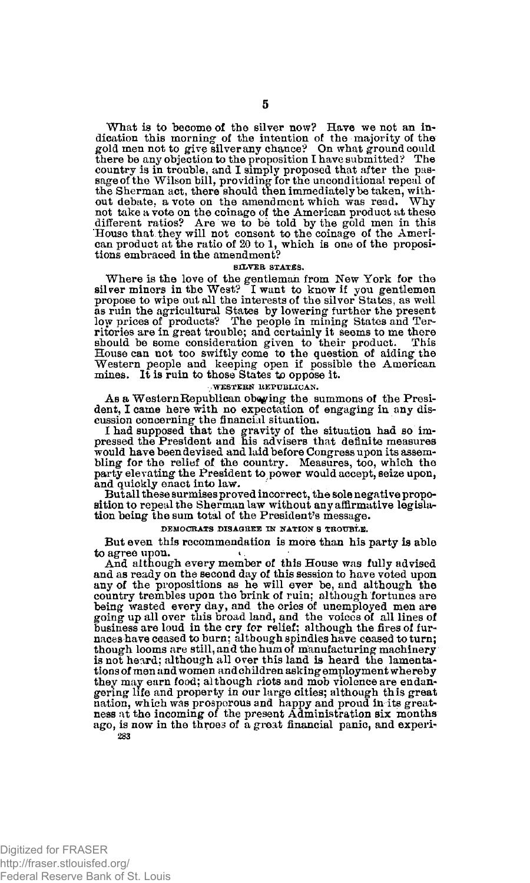What is to become of the silver now? Have we not an indication this morning of the intention of the majority of the gold men not to give silver any chance? On what ground could there be any objection to the proposition I have submitted? The country is in trouble, and I simply proposed that after the passage of the Wilson bill, providing for the unconditional repeal of the Sherman act, there should then immediately be taken, without debate, a vote on the amendment which was read. Why not take a vote on the coinage of the American product at these different ratios? Are we to be told by the gold men in this House that they will not consent to the coinage of the American product at the ratio of 20 to 1, which is one of the propositions embraced in the amendment?

### SILVER STATES.

Where is the love of the gentleman from New York for the silver miners in the West? I want to know if you gentlemen propose to wipe out all the interests of the silver States, as well as ruin the agricultural States by lowering further the present low prices of products? The people in mining States and Territories are in great trouble; and certainly it seems to me there should be some consideration given to their product. This House can not too swiftly come to the question of aiding the Western people and keeping open if possible the American mines. It is ruin to those States to oppose it.

### WESTERN REPUBLICAN.

As a Western Republican obeying the summons of the President, I came here with no expectation of engaging in any discussion concerning the financial situation.

I had supposed that the gravity of the situation had so impressed the President and his advisers that definite measures would have been devised and laid before Congress upon its assembling for the relief of the country. Measures, too, which the party elevating the President to power would accept, seize upon, and quickly enact into law.

But all these surmises proved incorrect, the sole negative proposition to repeal the Sherman law without any affirmative legislation being the sum total of the President's message.

### DEMOCRATS DISAGREE IN NATION'S TROUBLE.

But even this recommendation is more than his party is able to agree upon.

And although every member of this House was fully advised and as ready on the second day of this session to have voted upon any of the propositions as he will ever be, and although the country trembles upon the brink of ruin; although fortunes are being wasted every day, and the cries of unemployed men are going up all over this broad land, and the voices of all lines of business are loud in the cry for relief; although the fires of furnaces have ceased to burn; although spindles have ceased to turn; though looms are still, and the hum of manufacturing machinery is not heard; although all over this land is heard the lamentations of men and women and children asking employment whereby they may earn food; although riots and mob violence are endangering life and property in our large cities; although this great nation, which was prosperous and happy and proud in its greatness at the incoming of the present Administration six months ago, is now in the throes of a great financial panic, and experi-

283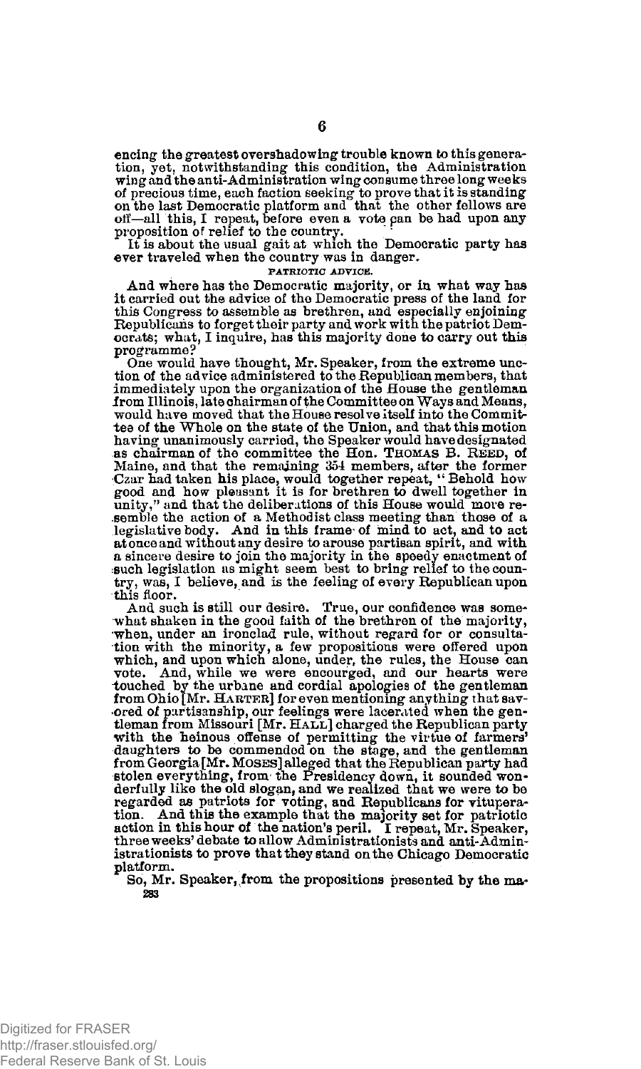encing the greatest overshadowing trouble known to this generation, yet, notwithstanding this condition, the Administration wing and the anti-Administration wing consume three long weeks of precious time, each faction seeking to prove that it is standing on the last Democratic platform and that the other fellows are off—all this, I repeat, before even a vote can be had upon any proposition of relief to the country.

It is about the usual gait at which the Democratic party has ever traveled when the country was in danger.

## PATRIOTIC ADVICE.

And where has the Democratic majority, or in what way has it carried out the advice of the Democratic press of the land for this Congress to assemble as brethren, and especially enjoining Republicans to forget their party and work with the patriot Democrats; what, I inquire, has this majority done to carry out this programme?

One would have thought, Mr. Speaker, from the extreme unction of the advice administered to the Republican members, that immediately upon the organization of the House the gentleman from Illinois, late chairman of the Committee on Ways and Means, would have moved that the House resolve itself into the Committee of the Whole on the state of the Union, and that this motion having unanimously carried, the Speaker would have designated as chairman of the committee the Hon. THOMAS B. REED, of Maine, and that the remaining 354 members, after the former Czar had taken his place, would together repeat, "Behold how good and how pleasant it is for brethren to dwell together in unity," and that the deliberations of this House would more resemble the action of a Methodist class meeting than those of a legislative body. And in this frame of mind to act, and to act at once and without any desire to arouse partisan spirit, and with a sincere desire to join the majority in the speedy enactment of such legislation as might seem best to bring relief to the country, was, I believe, and is the feeling of every Republican upon this floor.

And such is still our desire. True, our confidence was somewhat shaken in the good faith of the brethren of the majority, when, under an ironclad rule, without regard for or consultation with the minority, a few propositions were offered upon which, and upon which alone, under the rules, the House can vote. And, while we were encourged, and our hearts were touched by the urbane and cordial apologies of the gentleman from Ohio [Mr. HARTER] for even mentioning anything that savored of partisanship, our feelings were lacerated when the gentleman from Missouri [Mr. HALL] charged the Republican party with the heinous offense of permitting the virtue of farmers' daughters to be commended on the stage, and the gentleman from Georgia [Mr. MOSES] alleged that the Republican party had stolen everything, from the Presidency down, it sounded wonderfully like the old slogan, and we realized that we were to be regarded as patriots for voting, and Republicans for vituperation. And this the example that the majority set for patriotic action in this hour of the nation's peril. I repeat, Mr. Speaker, three weeks' debate to allow Administrationists and anti-Administrationists to prove that they stand on the Chicago Democratic platform.

So, Mr. Speaker, from the propositions presented by the ma-

283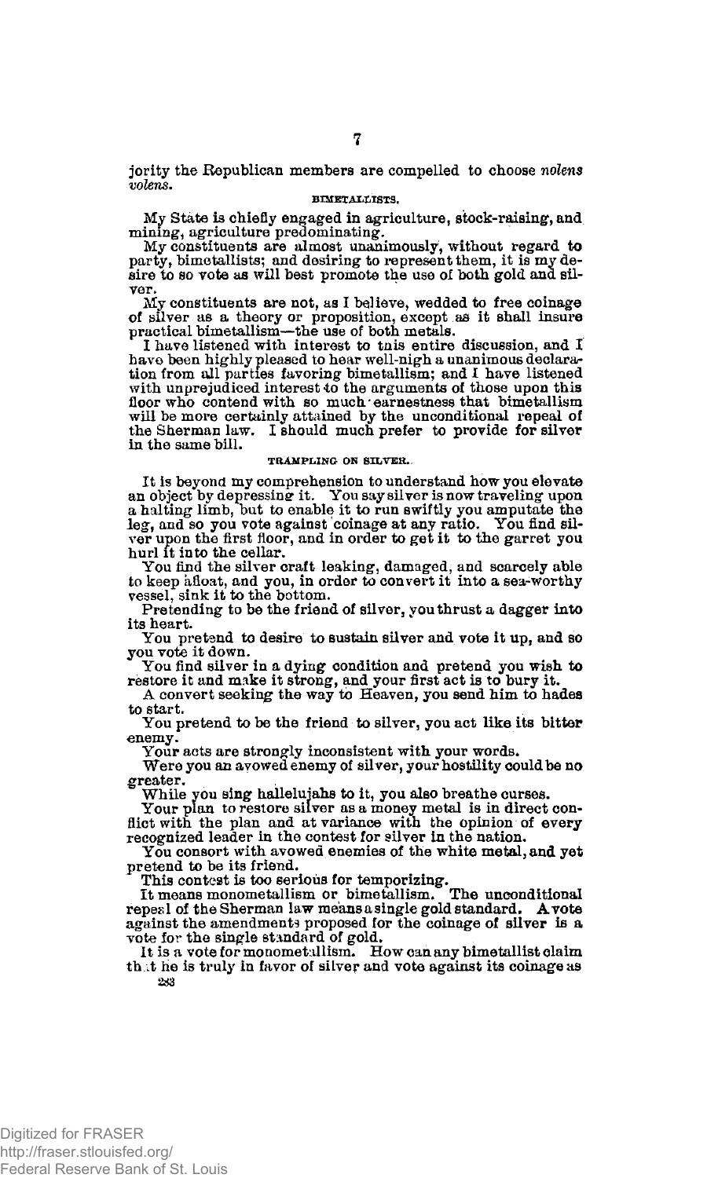jority the Republican members are compelled to choose *nolens volens*.

### BIMETALLISTS.

My State is chiefly engaged in agriculture, stock-raising, and mining, agriculture predominating.

My constituents are almost unanimously, without regard to party, bimetallists; and desiring to represent them, it is my desire to so vote as will best promote the use of both gold and silver.

My constituents are not, as I believe, wedded to free coinage of silver as a theory or proposition, except as it shall insure practical bimetallism—the use of both metals.

I have listened with interest to this entire discussion, and I have been highly pleased to hear well-nigh a unanimous declaration from all parties favoring bimetallism; and I have listened with unprejudiced interest to the arguments of those upon this floor who contend with so much earnestness that bimetallism will be more certainly attained by the unconditional repeal of the Sherman law. I should much prefer to provide for silver in the same bill.

### TRAMPLING ON SILVER.

It is beyond my comprehension to understand how you elevate an object by depressing it. You say silver is now traveling upon a halting limb, but to enable it to run swiftly you amputate the leg, and so you vote against coinage at any ratio. You find silver upon the first floor, and in order to get it to the garret you hurl it into the cellar.

You find the silver craft leaking, damaged, and scarcely able to keep afloat, and you, in order to convert it into a sea-worthy vessel, sink it to the bottom.

Pretending to be the friend of silver, you thrust a dagger into its heart.

You pretend to desire to sustain silver and vote it up, and so you vote it down.

You find silver in a dying condition and pretend you wish to restore it and make it strong, and your first act is to bury it.

A convert seeking the way to Heaven, you send him to hades to start.

You pretend to be the friend to silver, you act like its bitter enemy.

Your acts are strongly inconsistent with your words.

Were you an avowed enemy of silver, your hostility could be no greater.

While you sing hallelujahs to it, you also breathe curses.

Your plan to restore silver as a money metal is in direct conflict with the plan and at variance with the opinion of every recognized leader in the contest for silver in the nation.

You consort with avowed enemies of the white metal, and yet pretend to be its friend.

This contest is too serious for temporizing.

It means monometallism or bimetallism. The unconditional repeal of the Sherman law means a single gold standard. A vote against the amendments proposed for the coinage of silver is a vote for the single standard of gold.

It is a vote for monometallism. How can any bimetallist claim that he is truly in favor of silver and vote against its coinage as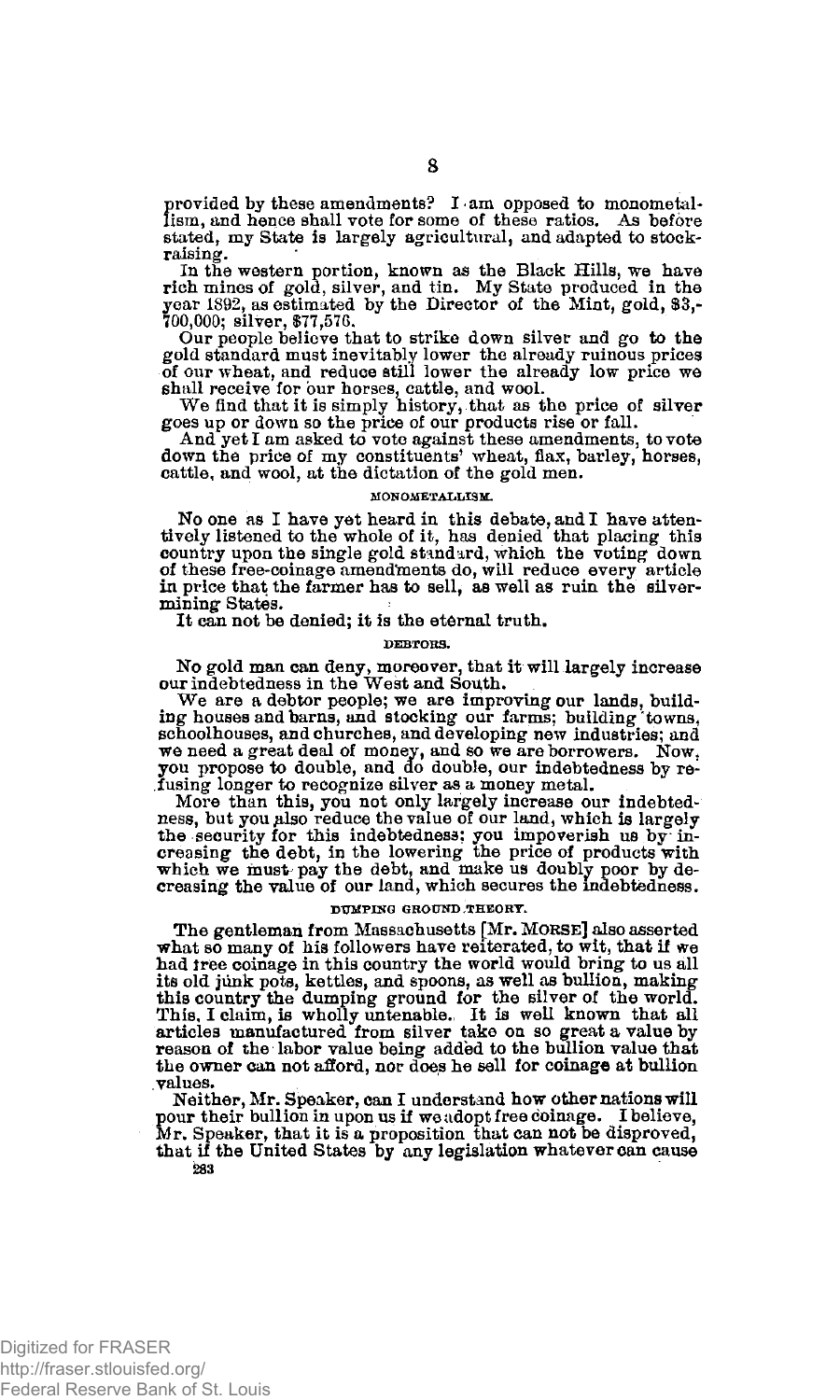provided by these amendments? I am opposed to monometallism, and hence shall vote for some of these ratios. As before stated, my State is largely agricultural, and adapted to stock-raising.

In the western portion, known as the Black Hills, we have rich mines of gold, silver, and tin. My State produced in the year 1892, as estimated by the Director of the Mint, gold, $3,700,000; silver, $77,576.

Our people believe that to strike down silver and go to the gold standard must inevitably lower the already ruinous prices of our wheat, and reduce still lower the already low price we shall receive for our horses, cattle, and wool.

We find that it is simply history, that as the price of silver goes up or down so the price of our products rise or fall.

And yet I am asked to vote against these amendments, to vote down the price of my constituents' wheat, flax, barley, horses, cattle, and wool, at the dictation of the gold men.

### MONOMETALLISM.

No one as I have yet heard in this debate, and I have attentively listened to the whole of it, has denied that placing this country upon the single gold standard, which the voting down of these free-coinage amendments do, will reduce every article in price that the farmer has to sell, as well as ruin the silver-mining States.

It can not be denied; it is the eternal truth.

### DEBTORS.

No gold man can deny, moreover, that it will largely increase our indebtedness in the West and South.

We are a debtor people; we are improving our lands, building houses and barns, and stocking our farms; building towns, schoolhouses, and churches, and developing new industries; and we need a great deal of money, and so we are borrowers. Now, you propose to double, and do double, our indebtedness by refusing longer to recognize silver as a money metal.

More than this, you not only largely increase our indebtedness, but you also reduce the value of our land, which is largely the security for this indebtedness; you impoverish us by increasing the debt, in the lowering the price of products with which we must pay the debt, and make us doubly poor by decreasing the value of our land, which secures the indebtedness.

### DUMPING GROUND THEORY.

The gentleman from Massachusetts [Mr. MORSE] also asserted what so many of his followers have reiterated, to wit, that if we had free coinage in this country the world would bring to us all its old junk pots, kettles, and spoons, as well as bullion, making this country the dumping ground for the silver of the world. This, I claim, is wholly untenable. It is well known that all articles manufactured from silver take on so great a value by reason of the labor value being added to the bullion value that the owner can not afford, nor does he sell for coinage at bullion values.

Neither, Mr. Speaker, can I understand how other nations will pour their bullion in upon us if we adopt free coinage. I believe, Mr. Speaker, that it is a proposition that can not be disproved, that if the United States by any legislation whatever can cause

283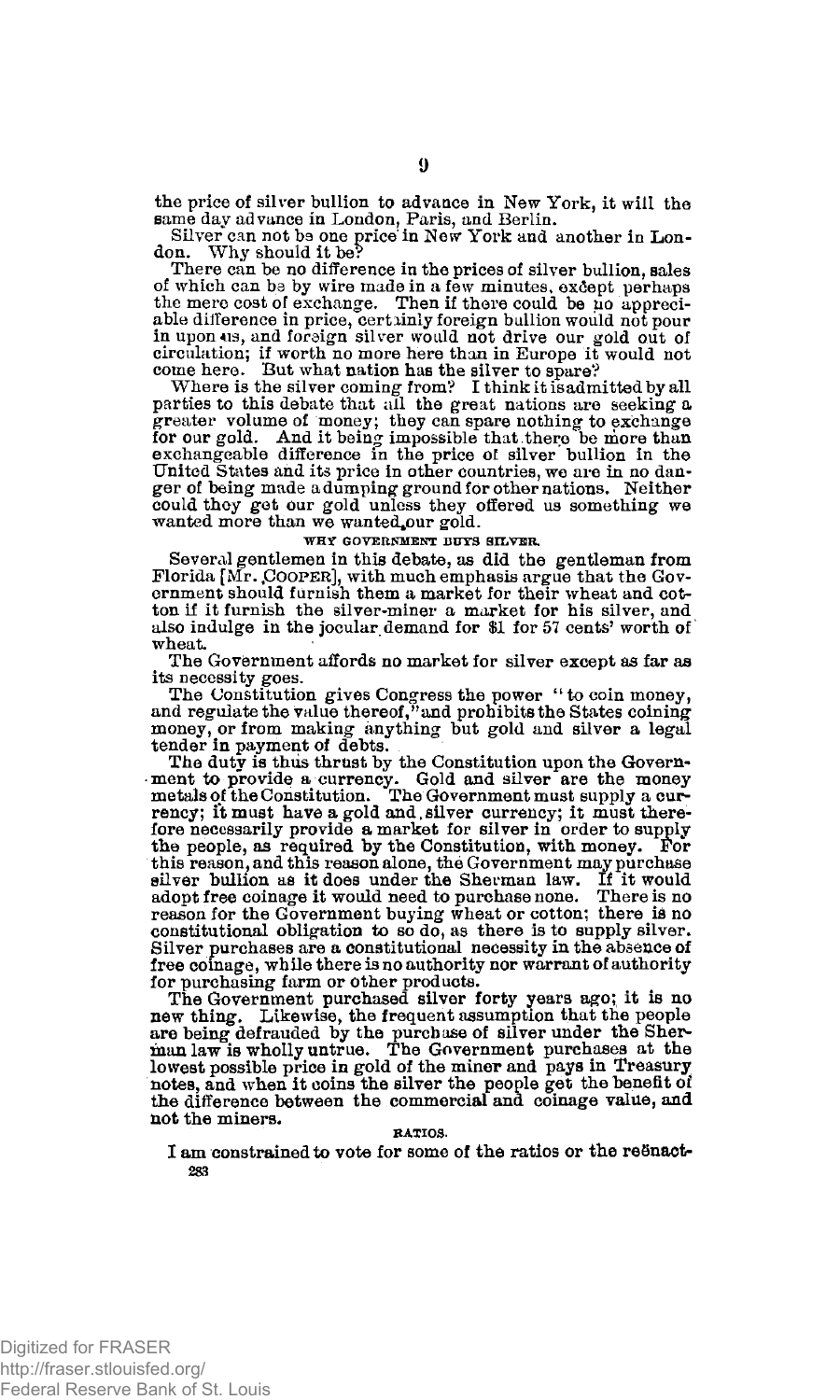the price of silver bullion to advance in New York, it will the same day advance in London, Paris, and Berlin.

Silver can not be one price in New York and another in London. Why should it be?

There can be no difference in the prices of silver bullion, sales of which can be by wire made in a few minutes, except perhaps the mere cost of exchange. Then if there could be no appreciable difference in price, certainly foreign bullion would not pour in upon us, and foreign silver would not drive our gold out of circulation; if worth no more here than in Europe it would not come here. But what nation has the silver to spare?

Where is the silver coming from? I think it is admitted by all parties to this debate that all the great nations are seeking a greater volume of money; they can spare nothing to exchange for our gold. And it being impossible that there be more than exchangeable difference in the price of silver bullion in the United States and its price in other countries, we are in no danger of being made a dumping ground for other nations. Neither could they get our gold unless they offered us something we wanted more than we wanted our gold.

### WHY GOVERNMENT BUYS SILVER.

Several gentlemen in this debate, as did the gentleman from Florida [Mr. COOPER], with much emphasis argue that the Government should furnish them a market for their wheat and cotton if it furnish the silver-miner a market for his silver, and also indulge in the jocular demand for $1 for 57 cents' worth of wheat.

The Government affords no market for silver except as far as its necessity goes.

The Constitution gives Congress the power "to coin money, and regulate the value thereof," and prohibits the States coining money, or from making anything but gold and silver a legal tender in payment of debts.

The duty is thus thrust by the Constitution upon the Government to provide a currency. Gold and silver are the money metals of the Constitution. The Government must supply a currency; it must have a gold and silver currency; it must therefore necessarily provide a market for silver in order to supply the people, as required by the Constitution, with money. For this reason, and this reason alone, the Government may purchase silver bullion as it does under the Sherman law. If it would adopt free coinage it would need to purchase none. There is no reason for the Government buying wheat or cotton; there is no constitutional obligation to so do, as there is to supply silver. Silver purchases are a constitutional necessity in the absence of free coinage, while there is no authority nor warrant of authority for purchasing farm or other products.

The Government purchased silver forty years ago; it is no new thing. Likewise, the frequent assumption that the people are being defrauded by the purchase of silver under the Sherman law is wholly untrue. The Government purchases at the lowest possible price in gold of the miner and pays in Treasury notes, and when it coins the silver the people get the benefit of the difference between the commercial and coinage value, and not the miners.

### RATIOS.

I am constrained to vote for some of the ratios or the reënact-

283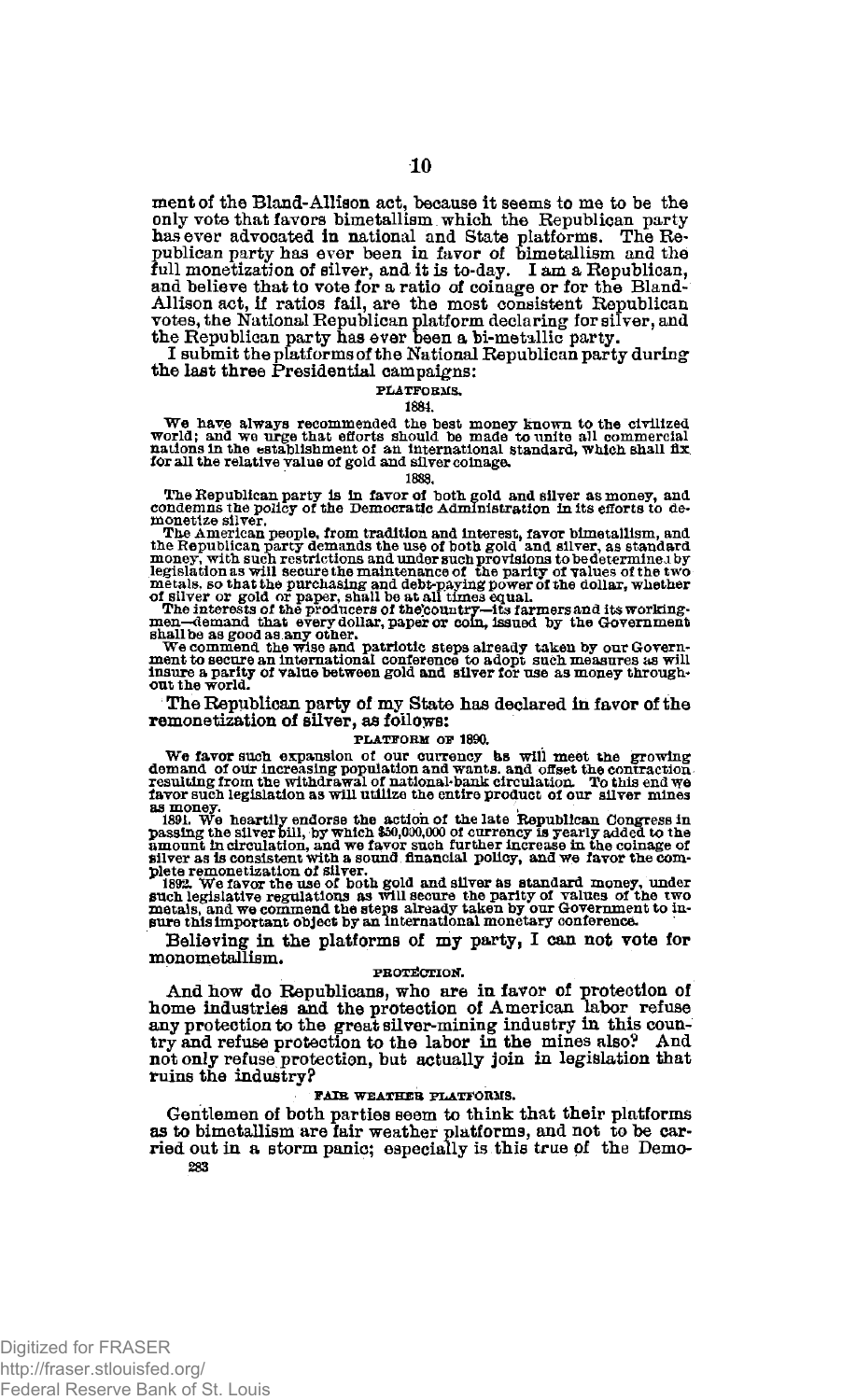ment of the Bland-Allison act, because it seems to me to be the only vote that favors bimetallism which the Republican party has ever advocated in national and State platforms. The Republican party has ever been in favor of bimetallism and the full monetization of silver, and it is to-day. I am a Republican, and believe that to vote for a ratio of coinage or for the Bland-Allison act, if ratios fail, are the most consistent Republican votes, the National Republican platform declaring for silver, and the Republican party has ever been a bi-metallic party.

I submit the platforms of the National Republican party during the last three Presidential campaigns:

#### PLATFORMS.

##### 1884.

We have always recommended the best money known to the civilized world; and we urge that efforts should be made to unite all commercial nations in the establishment of an international standard, which shall fix for all the relative value of gold and silver coinage.

##### 1888.

The Republican party is in favor of both gold and silver as money, and condemns the policy of the Democratic Administration in its efforts to demonetize silver.

The American people, from tradition and interest, favor bimetallism, and the Republican party demands the use of both gold and silver, as standard money, with such restrictions and under such provisions to be determined by legislation as will secure the maintenance of the parity of values of the two metals, so that the purchasing and debt-paying power of the dollar, whether of silver or gold or paper, shall be at all times equal.

The interests of the producers of the country—its farmers and its workingmen—demand that every dollar, paper or coin, issued by the Government shall be as good as any other.

We commend the wise and patriotic steps already taken by our Government to secure an international conference to adopt such measures as will insure a parity of value between gold and silver for use as money throughout the world.

The Republican party of my State has declared in favor of the remonetization of silver, as follows:

#### PLATFORM OF 1890.

We favor such expansion of our currency as will meet the growing demand of our increasing population and wants, and offset the contraction resulting from the withdrawal of national-bank circulation. To this end we favor such legislation as will utilize the entire product of our silver mines as money.

1891. We heartily endorse the action of the late Republican Congress in passing the silver bill, by which $50,000,000 of currency is yearly added to the amount in circulation, and we favor such further increase in the coinage of silver as is consistent with a sound financial policy, and we favor the complete remonetization of silver.

1892. We favor the use of both gold and silver as standard money, under such legislative regulations as will secure the parity of values of the two metals, and we commend the steps already taken by our Government to insure this important object by an international monetary conference.

Believing in the platforms of my party, I can not vote for monometallism.

#### PROTECTION.

And how do Republicans, who are in favor of protection of home industries and the protection of American labor refuse any protection to the great silver-mining industry in this country and refuse protection to the labor in the mines also? And not only refuse protection, but actually join in legislation that ruins the industry?

#### FAIR WEATHER PLATFORMS.

Gentlemen of both parties seem to think that their platforms as to bimetallism are fair weather platforms, and not to be carried out in a storm panic; especially is this true of the Demo-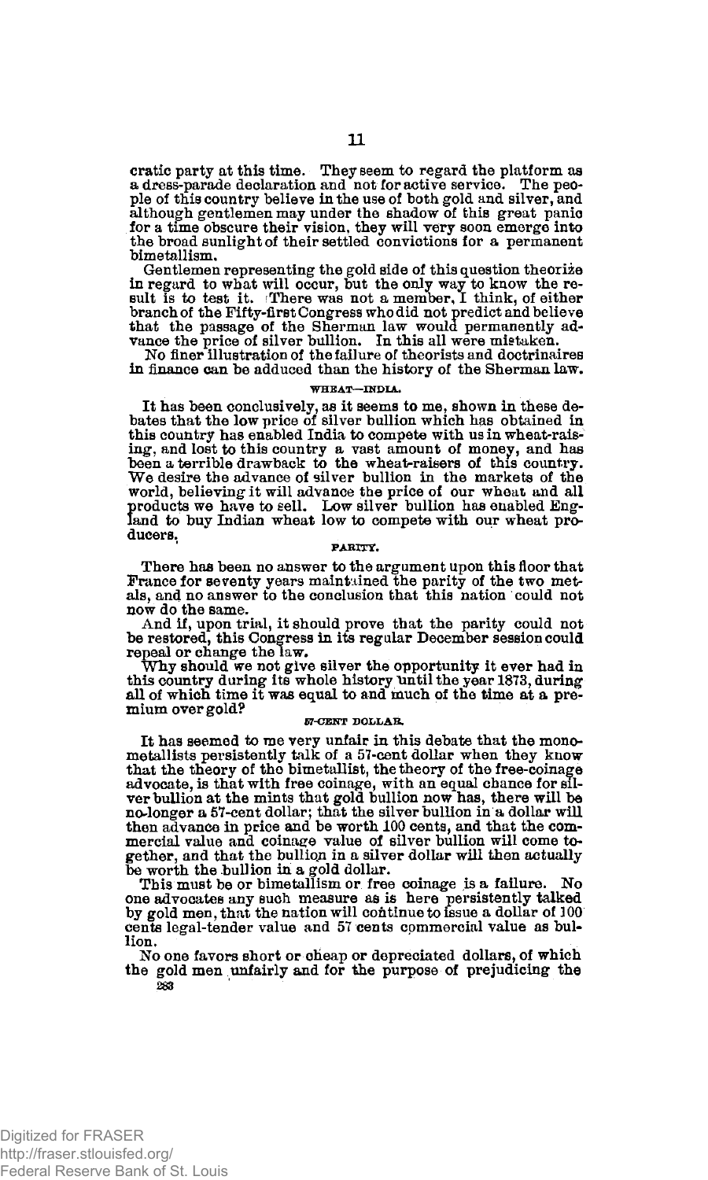cratic party at this time. They seem to regard the platform as a dress-parade declaration and not for active service. The people of this country believe in the use of both gold and silver, and although gentlemen may under the shadow of this great panic for a time obscure their vision, they will very soon emerge into the broad sunlight of their settled convictions for a permanent bimetallism.

Gentlemen representing the gold side of this question theorize in regard to what will occur, but the only way to know the result is to test it. There was not a member, I think, of either branch of the Fifty-first Congress who did not predict and believe that the passage of the Sherman law would permanently advance the price of silver bullion. In this all were mistaken.

No finer illustration of the failure of theorists and doctrinaires in finance can be adduced than the history of the Sherman law.

### WHEAT—INDIA.

It has been conclusively, as it seems to me, shown in these debates that the low price of silver bullion which has obtained in this country has enabled India to compete with us in wheat-raising, and lost to this country a vast amount of money, and has been a terrible drawback to the wheat-raisers of this country. We desire the advance of silver bullion in the markets of the world, believing it will advance the price of our wheat and all products we have to sell. Low silver bullion has enabled England to buy Indian wheat low to compete with our wheat producers.

### PARITY.

There has been no answer to the argument upon this floor that France for seventy years maintained the parity of the two metals, and no answer to the conclusion that this nation could not now do the same.

And if, upon trial, it should prove that the parity could not be restored, this Congress in its regular December session could repeal or change the law.

Why should we not give silver the opportunity it ever had in this country during its whole history until the year 1873, during all of which time it was equal to and much of the time at a premium over gold?

### 57-CENT DOLLAR.

It has seemed to me very unfair in this debate that the monometallists persistently talk of a 57-cent dollar when they know that the theory of the bimetallist, the theory of the free-coinage advocate, is that with free coinage, with an equal chance for silver bullion at the mints that gold bullion now has, there will be no longer a 57-cent dollar; that the silver bullion in a dollar will then advance in price and be worth 100 cents, and that the commercial value and coinage value of silver bullion will come together, and that the bullion in a silver dollar will then actually be worth the bullion in a gold dollar.

This must be or bimetallism or free coinage is a failure. No one advocates any such measure as is here persistently talked by gold men, that the nation will continue to issue a dollar of 100 cents legal-tender value and 57 cents commercial value as bullion.

No one favors short or cheap or depreciated dollars, of which the gold men unfairly and for the purpose of prejudicing the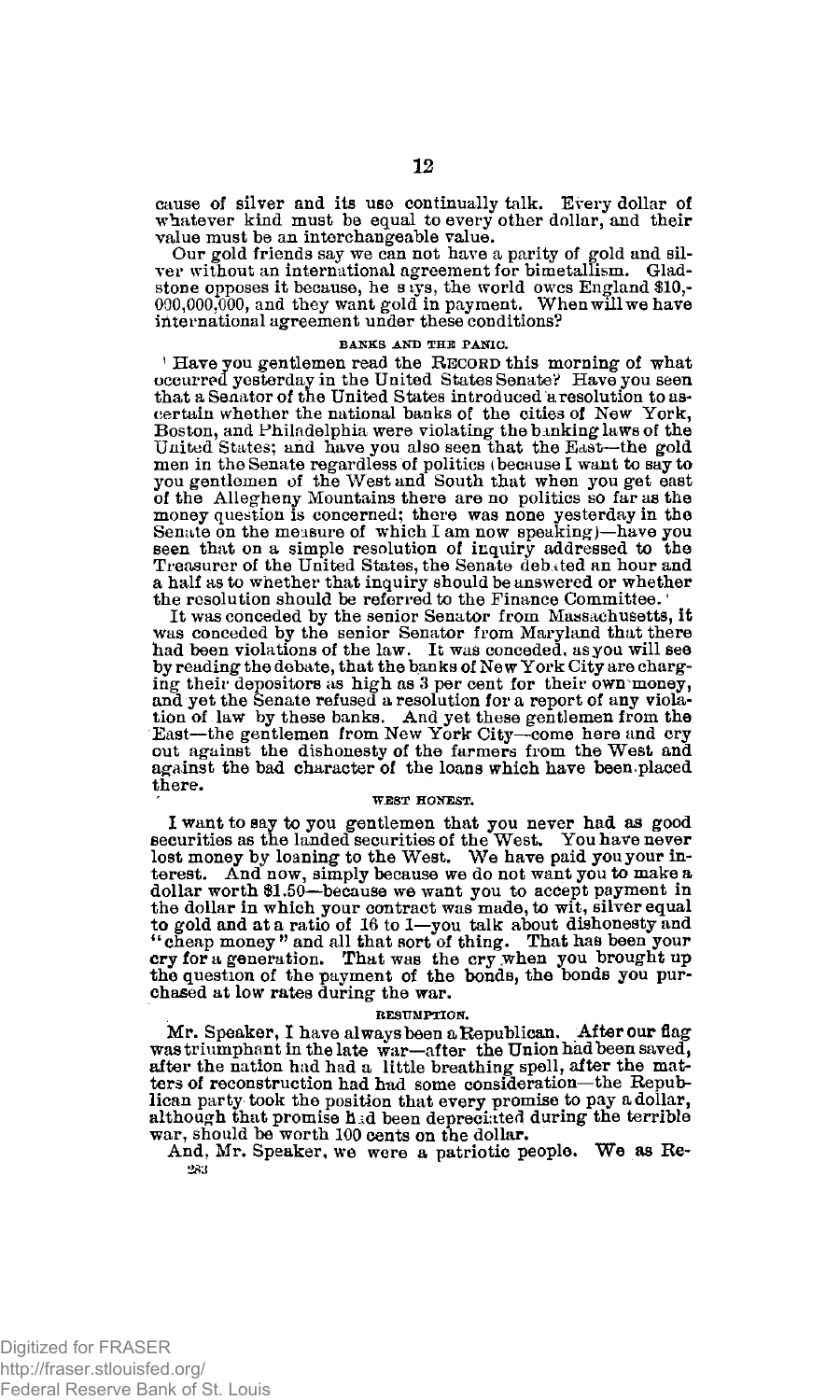cause of silver and its use continually talk. Every dollar of whatever kind must be equal to every other dollar, and their value must be an interchangeable value.

Our gold friends say we can not have a parity of gold and silver without an international agreement for bimetallism. Gladstone opposes it because, he says, the world owes England $10,000,000,000, and they want gold in payment. When will we have international agreement under these conditions?

### BANKS AND THE PANIC.

Have you gentlemen read the RECORD this morning of what occurred yesterday in the United States Senate? Have you seen that a Senator of the United States introduced a resolution to ascertain whether the national banks of the cities of New York, Boston, and Philadelphia were violating the banking laws of the United States; and have you also seen that the East—the gold men in the Senate regardless of politics (because I want to say to you gentlemen of the West and South that when you get east of the Allegheny Mountains there are no politics so far as the money question is concerned; there was none yesterday in the Senate on the measure of which I am now speaking)—have you seen that on a simple resolution of inquiry addressed to the Treasurer of the United States, the Senate debated an hour and a half as to whether that inquiry should be answered or whether the resolution should be referred to the Finance Committee.

It was conceded by the senior Senator from Massachusetts, it was conceded by the senior Senator from Maryland that there had been violations of the law. It was conceded, as you will see by reading the debate, that the banks of New York City are charging their depositors as high as 3 per cent for their own money, and yet the Senate refused a resolution for a report of any violation of law by these banks. And yet these gentlemen from the East—the gentlemen from New York City—come here and cry out against the dishonesty of the farmers from the West and against the bad character of the loans which have been placed there.

### WEST HONEST.

I want to say to you gentlemen that you never had as good securities as the landed securities of the West. You have never lost money by loaning to the West. We have paid you your interest. And now, simply because we do not want you to make a dollar worth $1.50—because we want you to accept payment in the dollar in which your contract was made, to wit, silver equal to gold and at a ratio of 16 to 1—you talk about dishonesty and "cheap money" and all that sort of thing. That has been your cry for a generation. That was the cry when you brought up the question of the payment of the bonds, the bonds you purchased at low rates during the war.

### RESUMPTION.

Mr. Speaker, I have always been a Republican. After our flag was triumphant in the late war—after the Union had been saved, after the nation had had a little breathing spell, after the matters of reconstruction had had some consideration—the Republican party took the position that every promise to pay a dollar, although that promise had been depreciated during the terrible war, should be worth 100 cents on the dollar.

And, Mr. Speaker, we were a patriotic people. We as Re-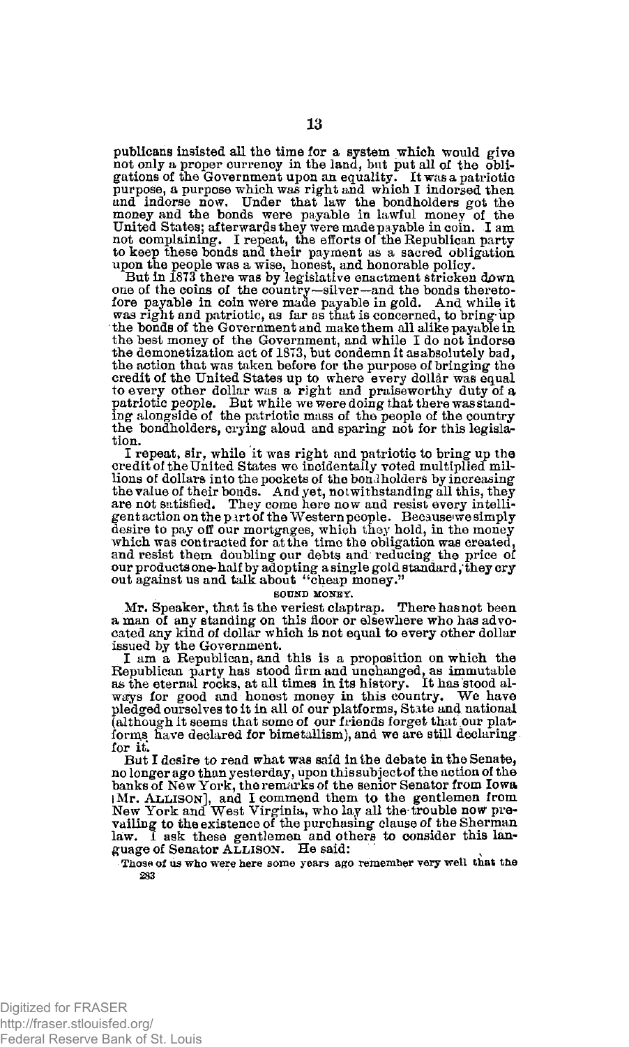publicans insisted all the time for a system which would give not only a proper currency in the land, but put all of the obligations of the Government upon an equality. It was a patriotic purpose, a purpose which was right and which I indorsed then and indorse now. Under that law the bondholders got the money and the bonds were payable in lawful money of the United States; afterwards they were made payable in coin. I am not complaining. I repeat, the efforts of the Republican party to keep these bonds and their payment as a sacred obligation upon the people was a wise, honest, and honorable policy.

But in 1873 there was by legislative enactment stricken down one of the coins of the country—silver—and the bonds theretofore payable in coin were made payable in gold. And while it was right and patriotic, as far as that is concerned, to bring up the bonds of the Government and make them all alike payable in the best money of the Government, and while I do not indorse the demonetization act of 1873, but condemn it as absolutely bad, the action that was taken before for the purpose of bringing the credit of the United States up to where every dollar was equal to every other dollar was a right and praiseworthy duty of a patriotic people. But while we were doing that there was standing alongside of the patriotic mass of the people of the country the bondholders, crying aloud and sparing not for this legislation.

I repeat, sir, while it was right and patriotic to bring up the credit of the United States we incidentally voted multiplied millions of dollars into the pockets of the bondholders by increasing the value of their bonds. And yet, notwithstanding all this, they are not satisfied. They come here now and resist every intelligent action on the part of the Western people. Because we simply desire to pay off our mortgages, which they hold, in the money which was contracted for at the time the obligation was created, and resist them doubling our debts and reducing the price of our products one-half by adopting a single gold standard, they cry out against us and talk about "cheap money."

SOUND MONEY.

Mr. Speaker, that is the veriest claptrap. There has not been a man of any standing on this floor or elsewhere who has advocated any kind of dollar which is not equal to every other dollar issued by the Government.

I am a Republican, and this is a proposition on which the Republican party has stood firm and unchanged, as immutable as the eternal rocks, at all times in its history. It has stood always for good and honest money in this country. We have pledged ourselves to it in all of our platforms, State and national (although it seems that some of our friends forget that our platforms have declared for bimetallism), and we are still declaring for it.

But I desire to read what was said in the debate in the Senate, no longer ago than yesterday, upon this subject of the action of the banks of New York, the remarks of the senior Senator from Iowa [Mr. ALLISON], and I commend them to the gentlemen from New York and West Virginia, who lay all the trouble now prevailing to the existence of the purchasing clause of the Sherman law. I ask these gentlemen and others to consider this language of Senator ALLISON. He said:

Those of us who were here some years ago remember very well that the

283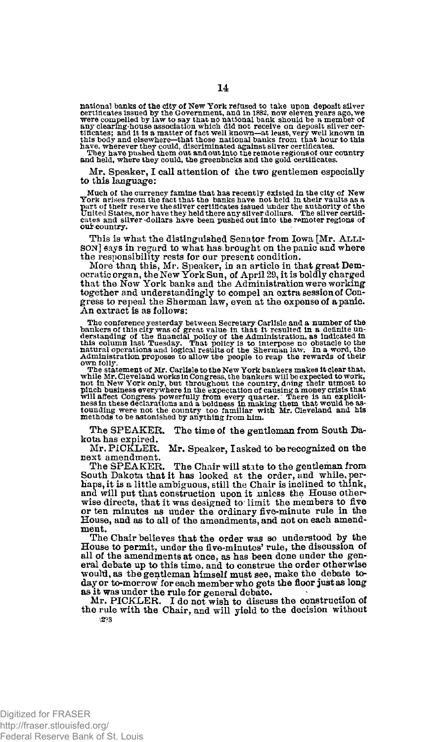national banks of the city of New York refused to take upon deposit silver certificates issued by the Government, and in 1882, now eleven years ago, we were compelled by law to say that no national bank should be a member of any clearing-house association which did not receive on deposit silver certificates; and it is a matter of fact well known—at least, very well known in this body and elsewhere—that those national banks from that hour to this have, wherever they could, discriminated against silver certificates.

They have pushed them out and out into the remote regions of our country and held, where they could, the greenbacks and the gold certificates.

Mr. Speaker, I call attention of the two gentlemen especially to this language:

> Much of the currency famine that has recently existed in the city of New York arises from the fact that the banks have not held in their vaults as a part of their reserve the silver certificates issued under the authority of the United States, nor have they held there any silver dollars. The silver certificates and silver dollars have been pushed out into the remoter regions of our country.

This is what the distinguished Senator from Iowa [Mr. ALLISON] says in regard to what has brought on the panic and where the responsibility rests for our present condition.

More than this, Mr. Speaker, in an article in that great Democratic organ, the New York Sun, of April 29, it is boldly charged that the New York banks and the Administration were working together and understandingly to compel an extra session of Congress to repeal the Sherman law, even at the expense of a panic. An extract is as follows:

> The conference yesterday between Secretary Carlisle and a number of the bankers of this city was of great value in that it resulted in a definite understanding of the financial policy of the Administration, as indicated in this column last Tuesday. That policy is to interpose no obstacle to the natural operations and logical results of the Sherman law. In a word, the Administration proposes to allow the people to reap the rewards of their own folly.
>
> The statement of Mr. Carlisle to the New York bankers makes it clear that, while Mr. Cleveland works in Congress, the bankers will be expected to work, not in New York only, but throughout the country, doing their utmost to pinch business everywhere in the expectation of causing a money crisis that will affect Congress powerfully from every quarter. There is an explicitness in these declarations and a boldness in making them that would be astounding were not the country too familiar with Mr. Cleveland and his methods to be astonished by anything from him.

The SPEAKER. The time of the gentleman from South Dakota has expired.

Mr. PICKLER. Mr. Speaker, I asked to be recognized on the next amendment.

The SPEAKER. The Chair will state to the gentleman from South Dakota that it has looked at the order, and while, perhaps, it is a little ambiguous, still the Chair is inclined to think, and will put that construction upon it unless the House otherwise directs, that it was designed to limit the members to five or ten minutes as under the ordinary five-minute rule in the House, and as to all of the amendments, and not on each amendment.

The Chair believes that the order was so understood by the House to permit, under the five-minutes' rule, the discussion of all of the amendments at once, as has been done under the general debate up to this time, and to construe the order otherwise would, as the gentleman himself must see, make the debate to-day or to-morrow for each member who gets the floor just as long as it was under the rule for general debate.

Mr. PICKLER. I do not wish to discuss the construction of the rule with the Chair, and will yield to the decision without

223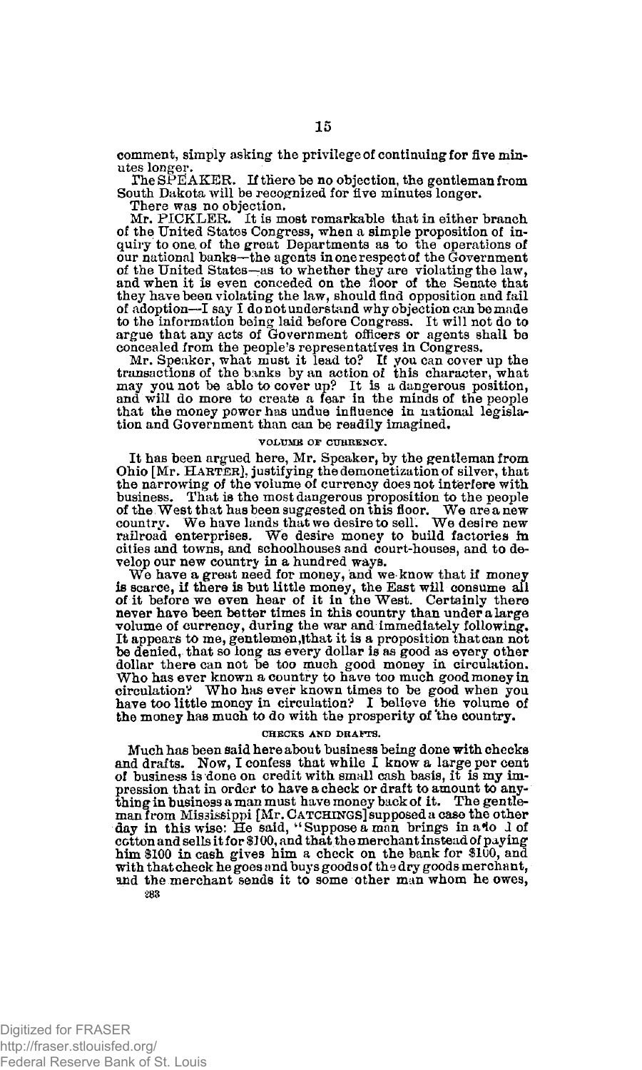comment, simply asking the privilege of continuing for five minutes longer.

The SPEAKER. If there be no objection, the gentleman from South Dakota will be recognized for five minutes longer.

There was no objection.

Mr. PICKLER. It is most remarkable that in either branch of the United States Congress, when a simple proposition of inquiry to one of the great Departments as to the operations of our national banks—the agents in one respect of the Government of the United States—as to whether they are violating the law, and when it is even conceded on the floor of the Senate that they have been violating the law, should find opposition and fail of adoption—I say I do not understand why objection can be made to the information being laid before Congress. It will not do to argue that any acts of Government officers or agents shall be concealed from the people's representatives in Congress.

Mr. Speaker, what must it lead to? If you can cover up the transactions of the banks by an action of this character, what may you not be able to cover up? It is a dangerous position, and will do more to create a fear in the minds of the people that the money power has undue influence in national legislation and Government than can be readily imagined.

### VOLUME OF CURRENCY.

It has been argued here, Mr. Speaker, by the gentleman from Ohio [Mr. HARTER], justifying the demonetization of silver, that the narrowing of the volume of currency does not interfere with business. That is the most dangerous proposition to the people of the West that has been suggested on this floor. We are a new country. We have lands that we desire to sell. We desire new railroad enterprises. We desire money to build factories in cities and towns, and schoolhouses and court-houses, and to develop our new country in a hundred ways.

We have a great need for money, and we know that if money is scarce, if there is but little money, the East will consume all of it before we even hear of it in the West. Certainly there never have been better times in this country than under a large volume of currency, during the war and immediately following. It appears to me, gentlemen, that it is a proposition that can not be denied, that so long as every dollar is as good as every other dollar there can not be too much good money in circulation. Who has ever known a country to have too much good money in circulation? Who has ever known times to be good when you have too little money in circulation? I believe the volume of the money has much to do with the prosperity of the country.

### CHECKS AND DRAFTS.

Much has been said here about business being done with checks and drafts. Now, I confess that while I know a large per cent of business is done on credit with small cash basis, it is my impression that in order to have a check or draft to amount to anything in business a man must have money back of it. The gentleman from Mississippi [Mr. CATCHINGS] supposed a case the other day in this wise: He said, "Suppose a man brings in a load of cotton and sells it for $100, and that the merchant instead of paying him $100 in cash gives him a check on the bank for $100, and with that check he goes and buys goods of the dry goods merchant, and the merchant sends it to some other man whom he owes,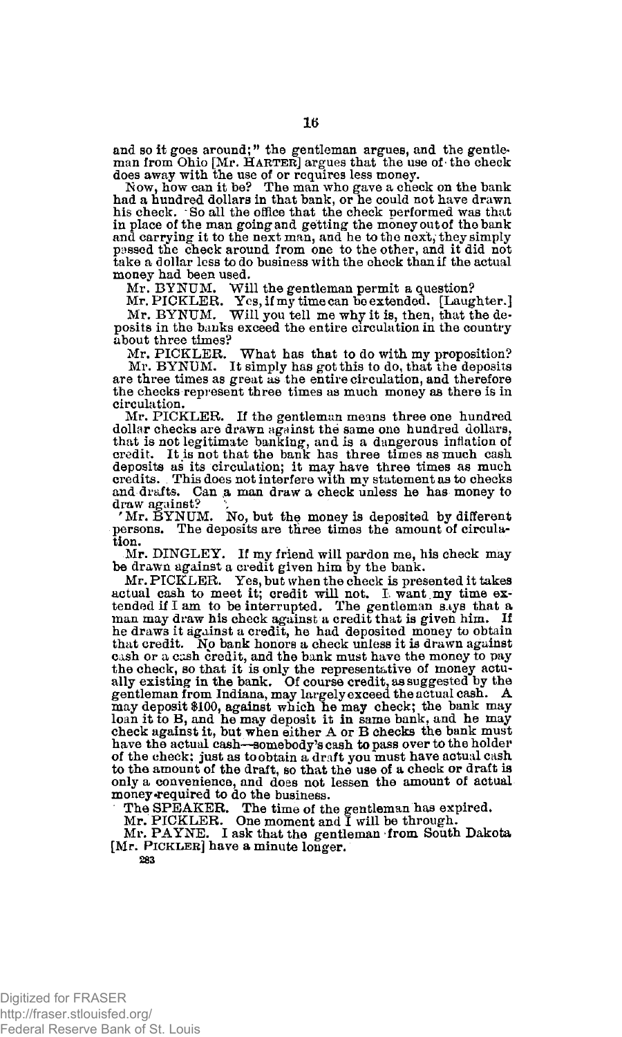and so it goes around;" the gentleman argues, and the gentleman from Ohio [Mr. HARTER] argues that the use of the check does away with the use of or requires less money.

Now, how can it be? The man who gave a check on the bank had a hundred dollars in that bank, or he could not have drawn his check. So all the office that the check performed was that in place of the man going and getting the money out of the bank and carrying it to the next man, and he to the next, they simply passed the check around from one to the other, and it did not take a dollar less to do business with the check than if the actual money had been used.

Mr. BYNUM. Will the gentleman permit a question?

Mr. PICKLER. Yes, if my time can be extended. [Laughter.]

Mr. BYNUM. Will you tell me why it is, then, that the deposits in the banks exceed the entire circulation in the country about three times?

Mr. PICKLER. What has that to do with my proposition?

Mr. BYNUM. It simply has got this to do, that the deposits are three times as great as the entire circulation, and therefore the checks represent three times as much money as there is in circulation.

Mr. PICKLER. If the gentleman means three one hundred dollar checks are drawn against the same one hundred dollars, that is not legitimate banking, and is a dangerous inflation of credit. It is not that the bank has three times as much cash deposits as its circulation; it may have three times as much credits. This does not interfere with my statement as to checks and drafts. Can a man draw a check unless he has money to draw against?

Mr. BYNUM. No, but the money is deposited by different persons. The deposits are three times the amount of circulation.

Mr. DINGLEY. If my friend will pardon me, his check may be drawn against a credit given him by the bank.

Mr. PICKLER. Yes, but when the check is presented it takes actual cash to meet it; credit will not. I want my time extended if I am to be interrupted. The gentleman says that a man may draw his check against a credit that is given him. If he draws it against a credit, he had deposited money to obtain that credit. No bank honors a check unless it is drawn against cash or a cash credit, and the bank must have the money to pay the check, so that it is only the representative of money actually existing in the bank. Of course credit, as suggested by the gentleman from Indiana, may largely exceed the actual cash. A may deposit $100, against which he may check; the bank may loan it to B, and he may deposit it in same bank, and he may check against it, but when either A or B checks the bank must have the actual cash—somebody's cash to pass over to the holder of the check; just as to obtain a draft you must have actual cash to the amount of the draft, so that the use of a check or draft is only a convenience, and does not lessen the amount of actual money required to do the business.

The SPEAKER. The time of the gentleman has expired.

Mr. PICKLER. One moment and I will be through.

Mr. PAYNE. I ask that the gentleman from South Dakota [Mr. PICKLER] have a minute longer.

283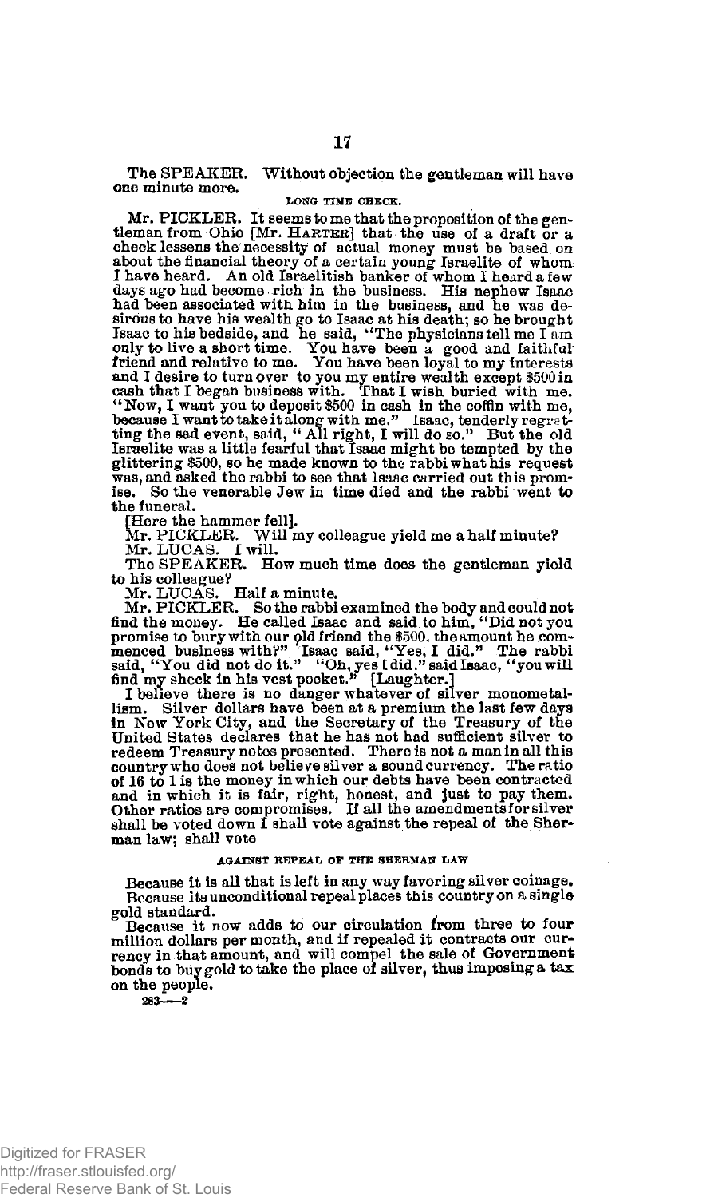The SPEAKER. Without objection the gentleman will have one minute more.

### LONG TIME CHECK.

Mr. PICKLER. It seems to me that the proposition of the gentleman from Ohio [Mr. HARTER] that the use of a draft or a check lessens the necessity of actual money must be based on about the financial theory of a certain young Israelite of whom I have heard. An old Israelitish banker of whom I heard a few days ago had become rich in the business. His nephew Isaac had been associated with him in the business, and he was desirous to have his wealth go to Isaac at his death; so he brought Isaac to his bedside, and he said, "The physicians tell me I am only to live a short time. You have been a good and faithful friend and relative to me. You have been loyal to my interests and I desire to turn over to you my entire wealth except $500 in cash that I began business with. That I wish buried with me. "Now, I want you to deposit $500 in cash in the coffin with me, because I want to take it along with me." Isaac, tenderly regretting the sad event, said, "All right, I will do so." But the old Israelite was a little fearful that Isaac might be tempted by the glittering $500, so he made known to the rabbi what his request was, and asked the rabbi to see that Isaac carried out this promise. So the venerable Jew in time died and the rabbi went to the funeral.

[Here the hammer fell].

Mr. PICKLER. Will my colleague yield me a half minute?

Mr. LUCAS. I will.

The SPEAKER. How much time does the gentleman yield to his colleague?

Mr. LUCAS. Half a minute.

Mr. PICKLER. So the rabbi examined the body and could not find the money. He called Isaac and said to him, "Did not you promise to bury with our old friend the $500, the amount he commenced business with?" Isaac said, "Yes, I did." The rabbi said, "You did not do it." "Oh, yes I did," said Isaac, "you will find my sheck in his vest pocket." [Laughter.]

I believe there is no danger whatever of silver monometallism. Silver dollars have been at a premium the last few days in New York City, and the Secretary of the Treasury of the United States declares that he has not had sufficient silver to redeem Treasury notes presented. There is not a man in all this country who does not believe silver a sound currency. The ratio of 16 to 1 is the money in which our debts have been contracted and in which it is fair, right, honest, and just to pay them. Other ratios are compromises. If all the amendments for silver shall be voted down I shall vote against the repeal of the Sherman law; shall vote

### AGAINST REPEAL OF THE SHERMAN LAW

Because it is all that is left in any way favoring silver coinage.

Because its unconditional repeal places this country on a single gold standard.

Because it now adds to our circulation from three to four million dollars per month, and if repealed it contracts our currency in that amount, and will compel the sale of Government bonds to buy gold to take the place of silver, thus imposing a tax on the people.

283——2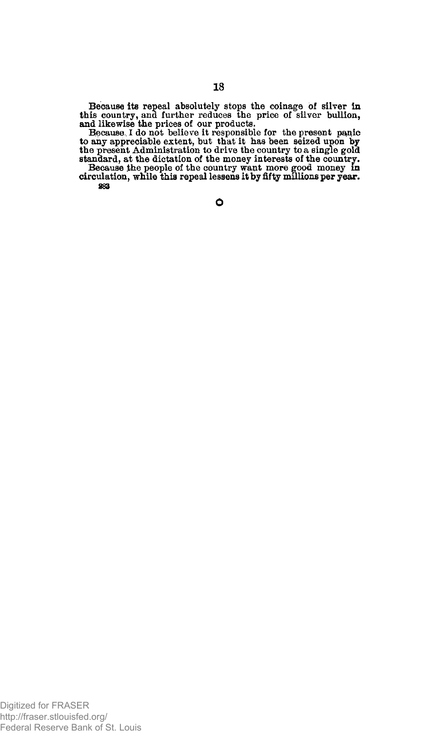Because its repeal absolutely stops the coinage of silver in this country, and further reduces the price of silver bullion, and likewise the prices of our products.

Because I do not believe it responsible for the present panic to any appreciable extent, but that it has been seized upon by the present Administration to drive the country to a single gold standard, at the dictation of the money interests of the country.

Because the people of the country want more good money in circulation, while this repeal lessens it by fifty millions per year.

283

O